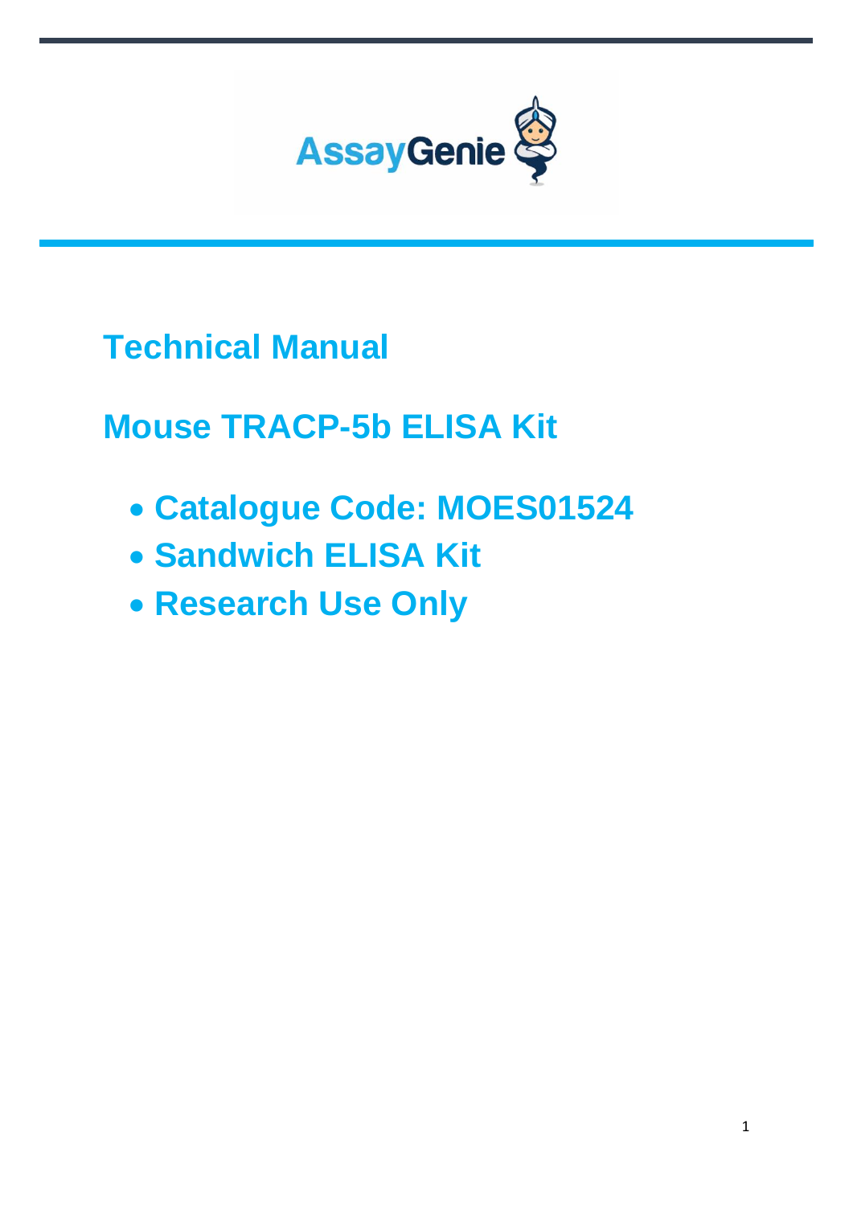# Technical Manual

## Mouse TRACP-5b ELISA Kit

- **Catalogue Code: MOES01524**
- **Sandwich ELISA Kit**
- **Research Use Only**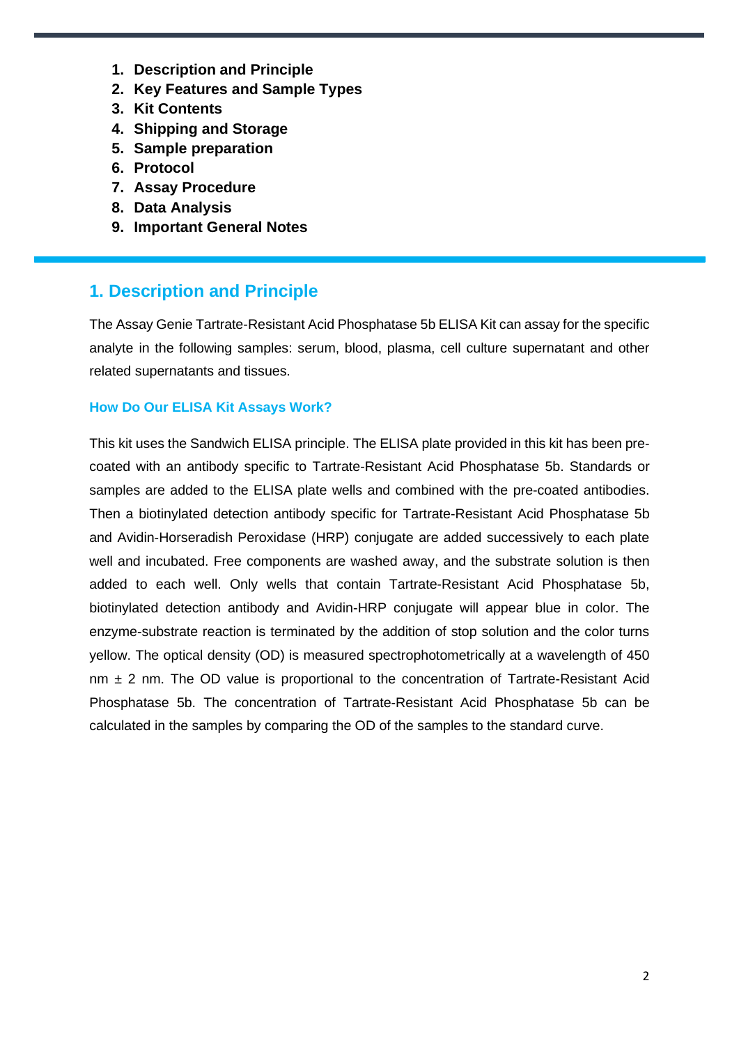1. **Description and Principle**
2. **Key Features and Sample Types**
3. **Kit Contents**
4. **Shipping and Storage**
5. **Sample preparation**
6. **Protocol**
7. **Assay Procedure**
8. **Data Analysis**
9. **Important General Notes**

## 1. Description and Principle

The Assay Genie Tartrate-Resistant Acid Phosphatase 5b ELISA Kit can assay for the specific analyte in the following samples: serum, blood, plasma, cell culture supernatant and other related supernatants and tissues.

### How Do Our ELISA Kit Assays Work?

This kit uses the Sandwich ELISA principle. The ELISA plate provided in this kit has been pre-coated with an antibody specific to Tartrate-Resistant Acid Phosphatase 5b. Standards or samples are added to the ELISA plate wells and combined with the pre-coated antibodies. Then a biotinylated detection antibody specific for Tartrate-Resistant Acid Phosphatase 5b and Avidin-Horseradish Peroxidase (HRP) conjugate are added successively to each plate well and incubated. Free components are washed away, and the substrate solution is then added to each well. Only wells that contain Tartrate-Resistant Acid Phosphatase 5b, biotinylated detection antibody and Avidin-HRP conjugate will appear blue in color. The enzyme-substrate reaction is terminated by the addition of stop solution and the color turns yellow. The optical density (OD) is measured spectrophotometrically at a wavelength of 450 nm ± 2 nm. The OD value is proportional to the concentration of Tartrate-Resistant Acid Phosphatase 5b. The concentration of Tartrate-Resistant Acid Phosphatase 5b can be calculated in the samples by comparing the OD of the samples to the standard curve.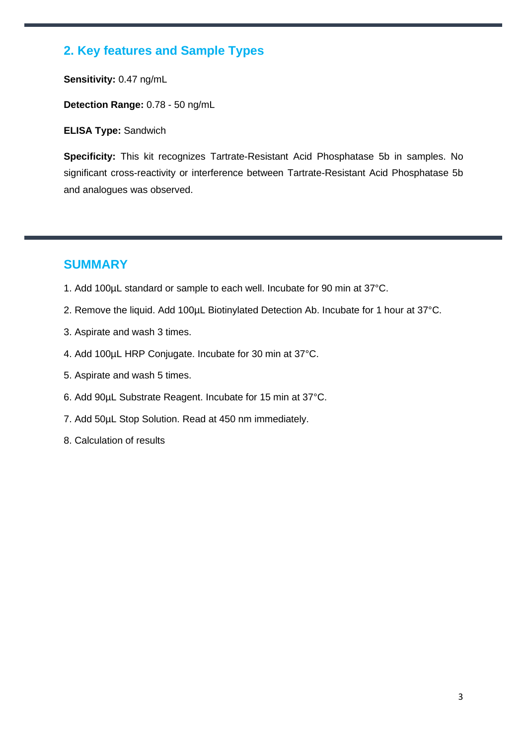## 2. Key features and Sample Types

**Sensitivity:** 0.47 ng/mL

**Detection Range:** 0.78 - 50 ng/mL

**ELISA Type:** Sandwich

**Specificity:** This kit recognizes Tartrate-Resistant Acid Phosphatase 5b in samples. No significant cross-reactivity or interference between Tartrate-Resistant Acid Phosphatase 5b and analogues was observed.

## SUMMARY

1. Add 100µL standard or sample to each well. Incubate for 90 min at 37°C.
2. Remove the liquid. Add 100µL Biotinylated Detection Ab. Incubate for 1 hour at 37°C.
3. Aspirate and wash 3 times.
4. Add 100µL HRP Conjugate. Incubate for 30 min at 37°C.
5. Aspirate and wash 5 times.
6. Add 90µL Substrate Reagent. Incubate for 15 min at 37°C.
7. Add 50µL Stop Solution. Read at 450 nm immediately.
8. Calculation of results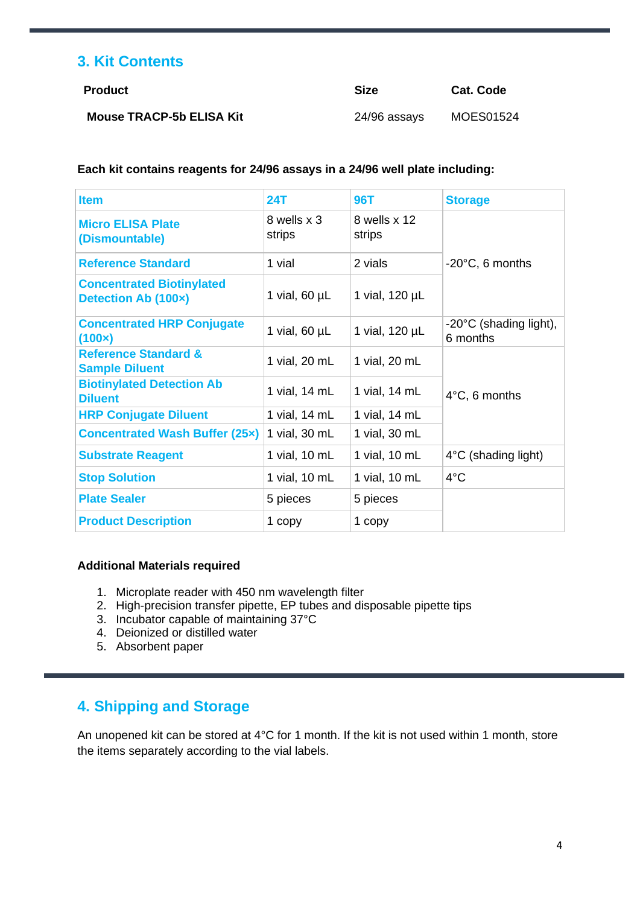## 3. Kit Contents

| Product | Size | Cat. Code |
|---|---|---|
| **Mouse TRACP-5b ELISA Kit** | 24/96 assays | MOES01524 |

**Each kit contains reagents for 24/96 assays in a 24/96 well plate including:**

| Item | 24T | 96T | Storage |
|---|---|---|---|
| **Micro ELISA Plate (Dismountable)** | 8 wells x 3 strips | 8 wells x 12 strips | -20°C, 6 months |
| **Reference Standard** | 1 vial | 2 vials | |
| **Concentrated Biotinylated Detection Ab (100×)** | 1 vial, 60 µL | 1 vial, 120 µL | |
| **Concentrated HRP Conjugate (100×)** | 1 vial, 60 µL | 1 vial, 120 µL | -20°C (shading light), 6 months |
| **Reference Standard & Sample Diluent** | 1 vial, 20 mL | 1 vial, 20 mL | 4°C, 6 months |
| **Biotinylated Detection Ab Diluent** | 1 vial, 14 mL | 1 vial, 14 mL | |
| **HRP Conjugate Diluent** | 1 vial, 14 mL | 1 vial, 14 mL | |
| **Concentrated Wash Buffer (25×)** | 1 vial, 30 mL | 1 vial, 30 mL | |
| **Substrate Reagent** | 1 vial, 10 mL | 1 vial, 10 mL | 4°C (shading light) |
| **Stop Solution** | 1 vial, 10 mL | 1 vial, 10 mL | 4°C |
| **Plate Sealer** | 5 pieces | 5 pieces | |
| **Product Description** | 1 copy | 1 copy | |

**Additional Materials required**

1. Microplate reader with 450 nm wavelength filter
2. High-precision transfer pipette, EP tubes and disposable pipette tips
3. Incubator capable of maintaining 37°C
4. Deionized or distilled water
5. Absorbent paper

## 4. Shipping and Storage

An unopened kit can be stored at 4°C for 1 month. If the kit is not used within 1 month, store the items separately according to the vial labels.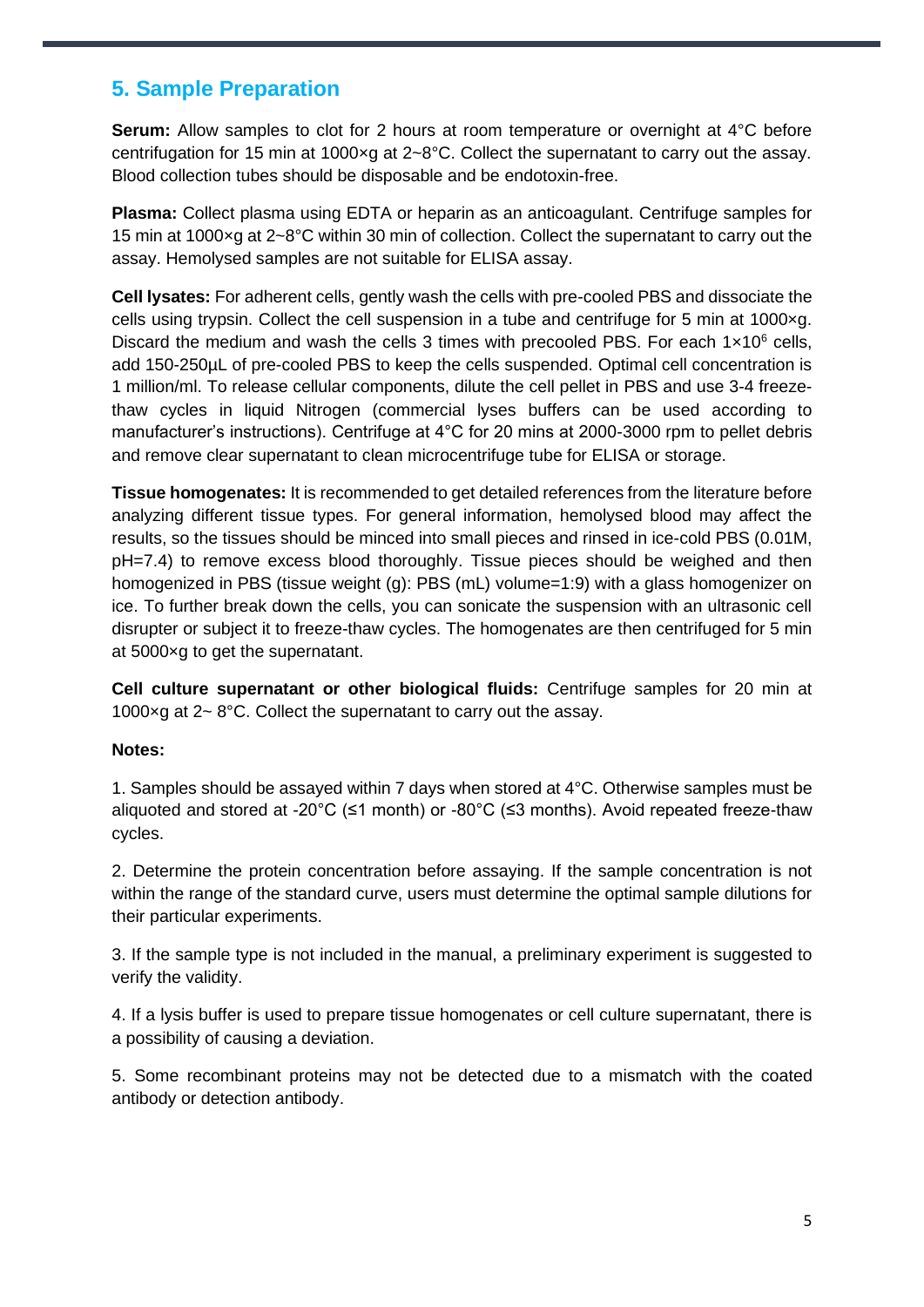## 5. Sample Preparation

**Serum:** Allow samples to clot for 2 hours at room temperature or overnight at 4°C before centrifugation for 15 min at 1000×g at 2~8°C. Collect the supernatant to carry out the assay. Blood collection tubes should be disposable and be endotoxin-free.

**Plasma:** Collect plasma using EDTA or heparin as an anticoagulant. Centrifuge samples for 15 min at 1000×g at 2~8°C within 30 min of collection. Collect the supernatant to carry out the assay. Hemolysed samples are not suitable for ELISA assay.

**Cell lysates:** For adherent cells, gently wash the cells with pre-cooled PBS and dissociate the cells using trypsin. Collect the cell suspension in a tube and centrifuge for 5 min at 1000×g. Discard the medium and wash the cells 3 times with precooled PBS. For each $1×10^6$ cells, add 150-250µL of pre-cooled PBS to keep the cells suspended. Optimal cell concentration is 1 million/ml. To release cellular components, dilute the cell pellet in PBS and use 3-4 freeze-thaw cycles in liquid Nitrogen (commercial lyses buffers can be used according to manufacturer's instructions). Centrifuge at 4°C for 20 mins at 2000-3000 rpm to pellet debris and remove clear supernatant to clean microcentrifuge tube for ELISA or storage.

**Tissue homogenates:** It is recommended to get detailed references from the literature before analyzing different tissue types. For general information, hemolysed blood may affect the results, so the tissues should be minced into small pieces and rinsed in ice-cold PBS (0.01M, pH=7.4) to remove excess blood thoroughly. Tissue pieces should be weighed and then homogenized in PBS (tissue weight (g): PBS (mL) volume=1:9) with a glass homogenizer on ice. To further break down the cells, you can sonicate the suspension with an ultrasonic cell disrupter or subject it to freeze-thaw cycles. The homogenates are then centrifuged for 5 min at 5000×g to get the supernatant.

**Cell culture supernatant or other biological fluids:** Centrifuge samples for 20 min at 1000×g at 2~ 8°C. Collect the supernatant to carry out the assay.

**Notes:**

1. Samples should be assayed within 7 days when stored at 4°C. Otherwise samples must be aliquoted and stored at -20°C (≤1 month) or -80°C (≤3 months). Avoid repeated freeze-thaw cycles.

2. Determine the protein concentration before assaying. If the sample concentration is not within the range of the standard curve, users must determine the optimal sample dilutions for their particular experiments.

3. If the sample type is not included in the manual, a preliminary experiment is suggested to verify the validity.

4. If a lysis buffer is used to prepare tissue homogenates or cell culture supernatant, there is a possibility of causing a deviation.

5. Some recombinant proteins may not be detected due to a mismatch with the coated antibody or detection antibody.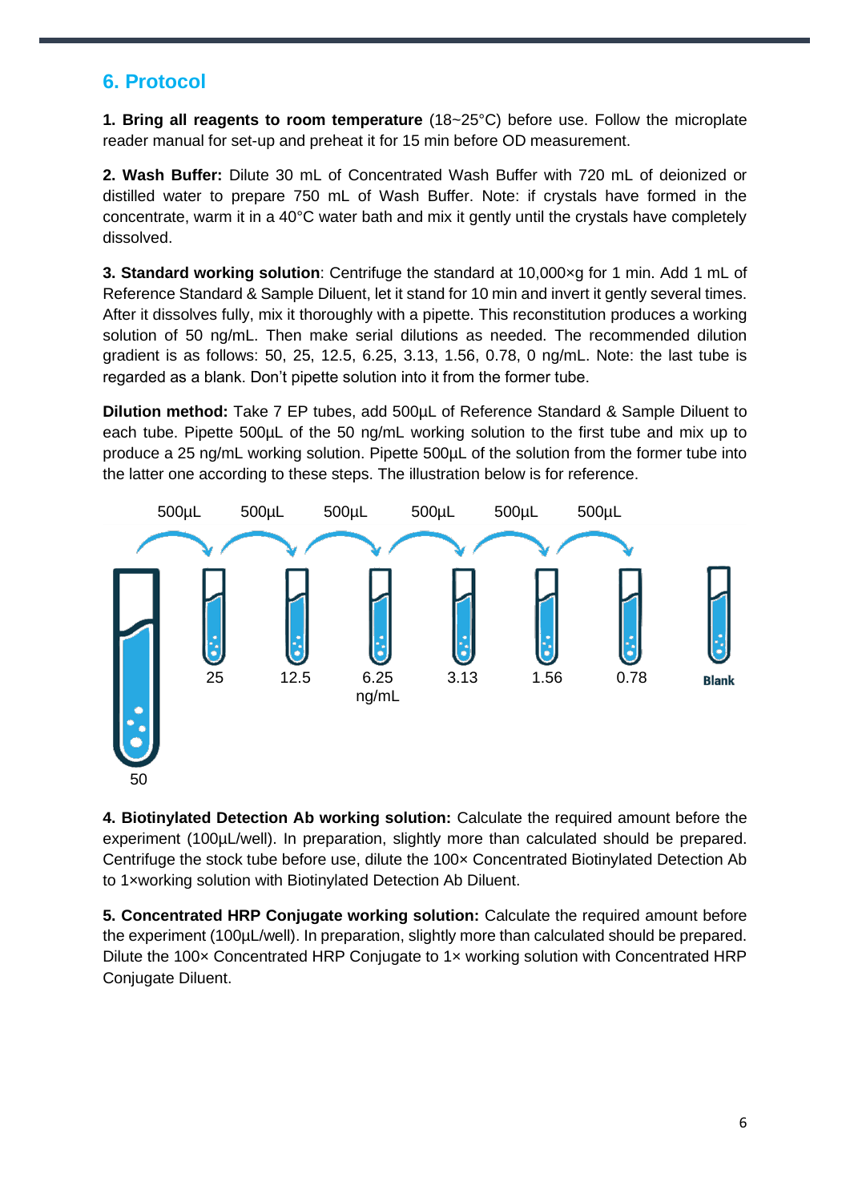## 6. Protocol

**1. Bring all reagents to room temperature** (18~25°C) before use. Follow the microplate reader manual for set-up and preheat it for 15 min before OD measurement.

**2. Wash Buffer:** Dilute 30 mL of Concentrated Wash Buffer with 720 mL of deionized or distilled water to prepare 750 mL of Wash Buffer. Note: if crystals have formed in the concentrate, warm it in a 40°C water bath and mix it gently until the crystals have completely dissolved.

**3. Standard working solution**: Centrifuge the standard at 10,000×g for 1 min. Add 1 mL of Reference Standard & Sample Diluent, let it stand for 10 min and invert it gently several times. After it dissolves fully, mix it thoroughly with a pipette. This reconstitution produces a working solution of 50 ng/mL. Then make serial dilutions as needed. The recommended dilution gradient is as follows: 50, 25, 12.5, 6.25, 3.13, 1.56, 0.78, 0 ng/mL. Note: the last tube is regarded as a blank. Don't pipette solution into it from the former tube.

**Dilution method:** Take 7 EP tubes, add 500µL of Reference Standard & Sample Diluent to each tube. Pipette 500µL of the 50 ng/mL working solution to the first tube and mix up to produce a 25 ng/mL working solution. Pipette 500µL of the solution from the former tube into the latter one according to these steps. The illustration below is for reference.

500µL 500µL 500µL 500µL 500µL 500µL

50 25 12.5 6.25 ng/mL 3.13 1.56 0.78 Blank

**4. Biotinylated Detection Ab working solution:** Calculate the required amount before the experiment (100µL/well). In preparation, slightly more than calculated should be prepared. Centrifuge the stock tube before use, dilute the 100× Concentrated Biotinylated Detection Ab to 1×working solution with Biotinylated Detection Ab Diluent.

**5. Concentrated HRP Conjugate working solution:** Calculate the required amount before the experiment (100µL/well). In preparation, slightly more than calculated should be prepared. Dilute the 100× Concentrated HRP Conjugate to 1× working solution with Concentrated HRP Conjugate Diluent.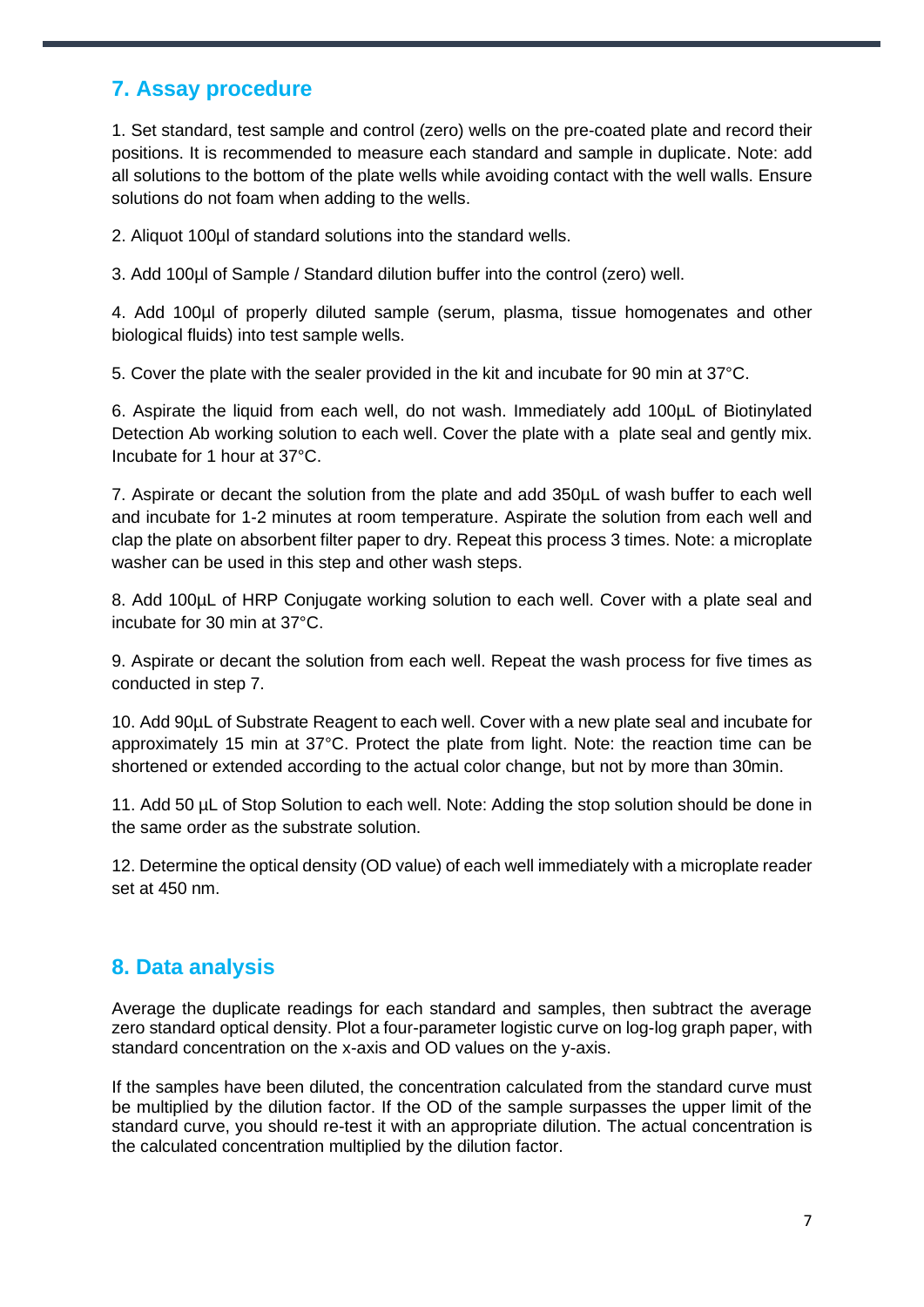## 7. Assay procedure

1. Set standard, test sample and control (zero) wells on the pre-coated plate and record their positions. It is recommended to measure each standard and sample in duplicate. Note: add all solutions to the bottom of the plate wells while avoiding contact with the well walls. Ensure solutions do not foam when adding to the wells.

2. Aliquot 100μl of standard solutions into the standard wells.

3. Add 100μl of Sample / Standard dilution buffer into the control (zero) well.

4. Add 100μl of properly diluted sample (serum, plasma, tissue homogenates and other biological fluids) into test sample wells.

5. Cover the plate with the sealer provided in the kit and incubate for 90 min at 37°C.

6. Aspirate the liquid from each well, do not wash. Immediately add 100μL of Biotinylated Detection Ab working solution to each well. Cover the plate with a plate seal and gently mix. Incubate for 1 hour at 37°C.

7. Aspirate or decant the solution from the plate and add 350μL of wash buffer to each well and incubate for 1-2 minutes at room temperature. Aspirate the solution from each well and clap the plate on absorbent filter paper to dry. Repeat this process 3 times. Note: a microplate washer can be used in this step and other wash steps.

8. Add 100μL of HRP Conjugate working solution to each well. Cover with a plate seal and incubate for 30 min at 37°C.

9. Aspirate or decant the solution from each well. Repeat the wash process for five times as conducted in step 7.

10. Add 90μL of Substrate Reagent to each well. Cover with a new plate seal and incubate for approximately 15 min at 37°C. Protect the plate from light. Note: the reaction time can be shortened or extended according to the actual color change, but not by more than 30min.

11. Add 50 μL of Stop Solution to each well. Note: Adding the stop solution should be done in the same order as the substrate solution.

12. Determine the optical density (OD value) of each well immediately with a microplate reader set at 450 nm.

## 8. Data analysis

Average the duplicate readings for each standard and samples, then subtract the average zero standard optical density. Plot a four-parameter logistic curve on log-log graph paper, with standard concentration on the x-axis and OD values on the y-axis.

If the samples have been diluted, the concentration calculated from the standard curve must be multiplied by the dilution factor. If the OD of the sample surpasses the upper limit of the standard curve, you should re-test it with an appropriate dilution. The actual concentration is the calculated concentration multiplied by the dilution factor.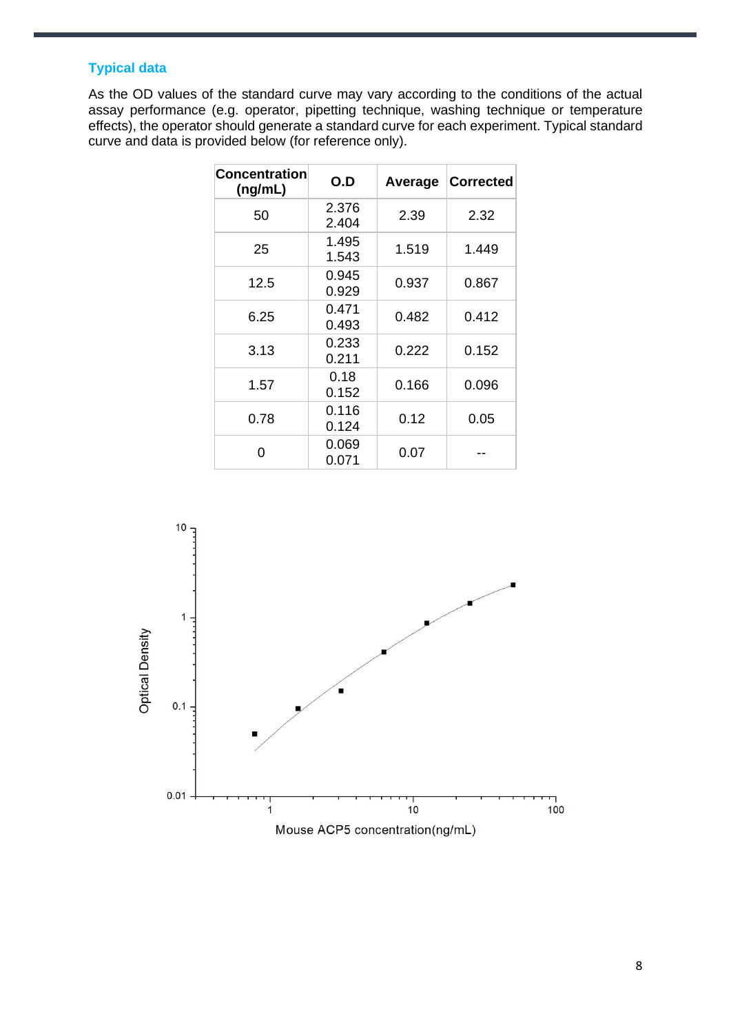## Typical data

As the OD values of the standard curve may vary according to the conditions of the actual assay performance (e.g. operator, pipetting technique, washing technique or temperature effects), the operator should generate a standard curve for each experiment. Typical standard curve and data is provided below (for reference only).

| Concentration (ng/mL) | O.D | Average | Corrected |
|---|---|---|---|
| 50 | 2.376<br>2.404 | 2.39 | 2.32 |
| 25 | 1.495<br>1.543 | 1.519 | 1.449 |
| 12.5 | 0.945<br>0.929 | 0.937 | 0.867 |
| 6.25 | 0.471<br>0.493 | 0.482 | 0.412 |
| 3.13 | 0.233<br>0.211 | 0.222 | 0.152 |
| 1.57 | 0.18<br>0.152 | 0.166 | 0.096 |
| 0.78 | 0.116<br>0.124 | 0.12 | 0.05 |
| 0 | 0.069<br>0.071 | 0.07 | -- |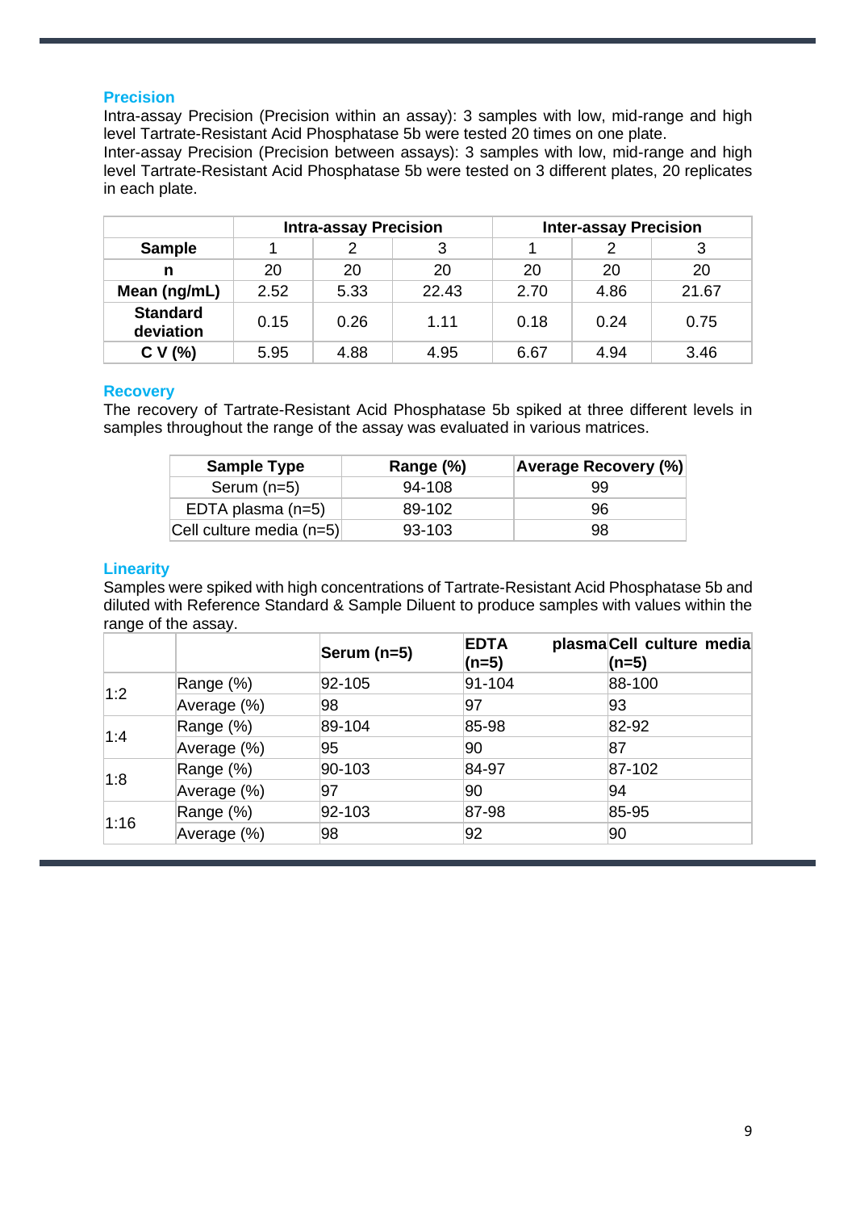## Precision

Intra-assay Precision (Precision within an assay): 3 samples with low, mid-range and high level Tartrate-Resistant Acid Phosphatase 5b were tested 20 times on one plate.
Inter-assay Precision (Precision between assays): 3 samples with low, mid-range and high level Tartrate-Resistant Acid Phosphatase 5b were tested on 3 different plates, 20 replicates in each plate.

| | Intra-assay Precision | | | Inter-assay Precision | | |
|---|---|---|---|---|---|---|
| **Sample** | 1 | 2 | 3 | 1 | 2 | 3 |
| **n** | 20 | 20 | 20 | 20 | 20 | 20 |
| **Mean (ng/mL)** | 2.52 | 5.33 | 22.43 | 2.70 | 4.86 | 21.67 |
| **Standard deviation** | 0.15 | 0.26 | 1.11 | 0.18 | 0.24 | 0.75 |
| **C V (%)** | 5.95 | 4.88 | 4.95 | 6.67 | 4.94 | 3.46 |

## Recovery

The recovery of Tartrate-Resistant Acid Phosphatase 5b spiked at three different levels in samples throughout the range of the assay was evaluated in various matrices.

| Sample Type | Range (%) | Average Recovery (%) |
|---|---|---|
| Serum (n=5) | 94-108 | 99 |
| EDTA plasma (n=5) | 89-102 | 96 |
| Cell culture media (n=5) | 93-103 | 98 |

## Linearity

Samples were spiked with high concentrations of Tartrate-Resistant Acid Phosphatase 5b and diluted with Reference Standard & Sample Diluent to produce samples with values within the range of the assay.

| | | Serum (n=5) | EDTA plasma (n=5) | Cell culture media (n=5) |
|---|---|---|---|---|
| 1:2 | Range (%) | 92-105 | 91-104 | 88-100 |
| | Average (%) | 98 | 97 | 93 |
| 1:4 | Range (%) | 89-104 | 85-98 | 82-92 |
| | Average (%) | 95 | 90 | 87 |
| 1:8 | Range (%) | 90-103 | 84-97 | 87-102 |
| | Average (%) | 97 | 90 | 94 |
| 1:16 | Range (%) | 92-103 | 87-98 | 85-95 |
| | Average (%) | 98 | 92 | 90 |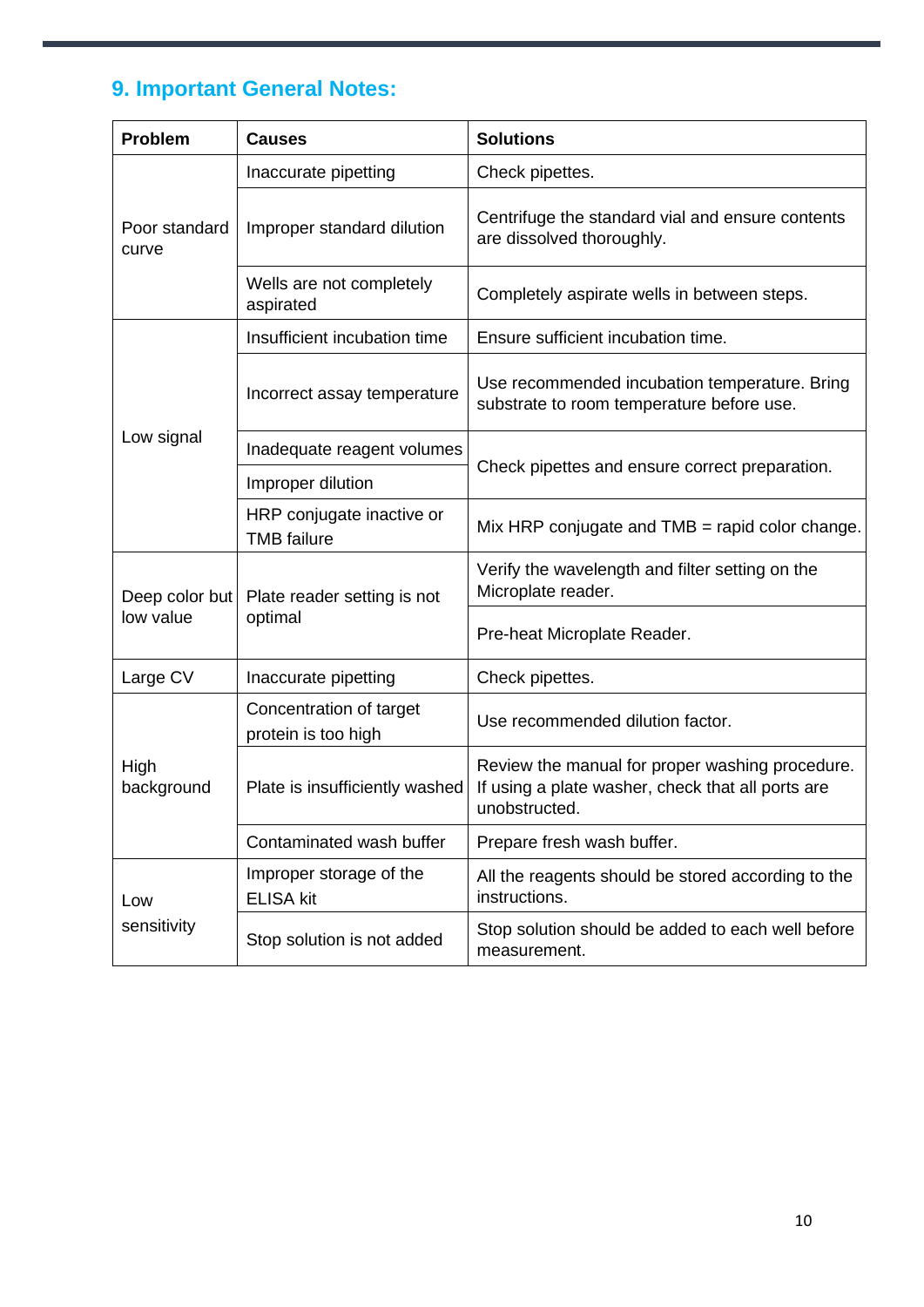## 9. Important General Notes:

| Problem | Causes | Solutions |
|---|---|---|
| Poor standard curve | Inaccurate pipetting | Check pipettes. |
| | Improper standard dilution | Centrifuge the standard vial and ensure contents are dissolved thoroughly. |
| | Wells are not completely aspirated | Completely aspirate wells in between steps. |
| Low signal | Insufficient incubation time | Ensure sufficient incubation time. |
| | Incorrect assay temperature | Use recommended incubation temperature. Bring substrate to room temperature before use. |
| | Inadequate reagent volumes | Check pipettes and ensure correct preparation. |
| | Improper dilution | |
| | HRP conjugate inactive or TMB failure | Mix HRP conjugate and TMB = rapid color change. |
| Deep color but low value | Plate reader setting is not optimal | Verify the wavelength and filter setting on the Microplate reader. |
| | | Pre-heat Microplate Reader. |
| Large CV | Inaccurate pipetting | Check pipettes. |
| High background | Concentration of target protein is too high | Use recommended dilution factor. |
| | Plate is insufficiently washed | Review the manual for proper washing procedure. If using a plate washer, check that all ports are unobstructed. |
| | Contaminated wash buffer | Prepare fresh wash buffer. |
| Low sensitivity | Improper storage of the ELISA kit | All the reagents should be stored according to the instructions. |
| | Stop solution is not added | Stop solution should be added to each well before measurement. |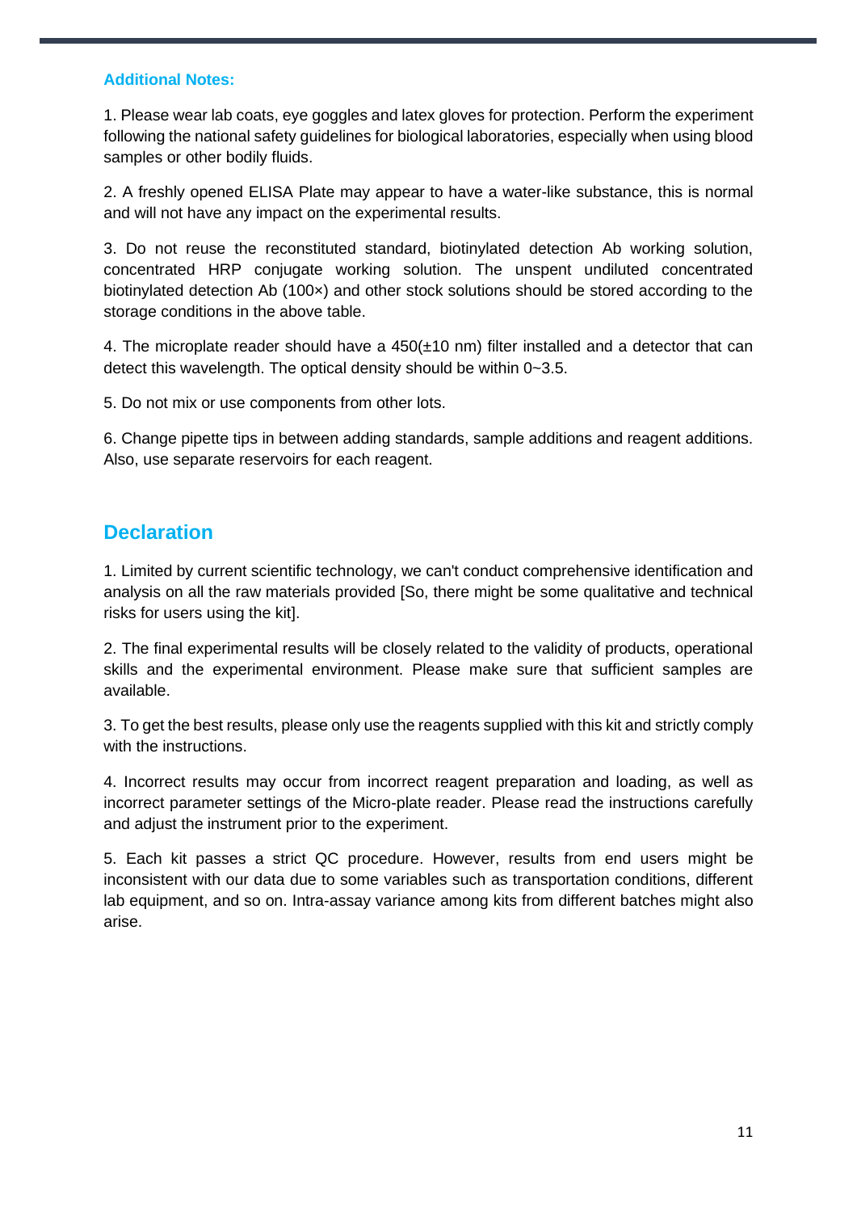**Additional Notes:**

1. Please wear lab coats, eye goggles and latex gloves for protection. Perform the experiment following the national safety guidelines for biological laboratories, especially when using blood samples or other bodily fluids.

2. A freshly opened ELISA Plate may appear to have a water-like substance, this is normal and will not have any impact on the experimental results.

3. Do not reuse the reconstituted standard, biotinylated detection Ab working solution, concentrated HRP conjugate working solution. The unspent undiluted concentrated biotinylated detection Ab (100×) and other stock solutions should be stored according to the storage conditions in the above table.

4. The microplate reader should have a 450(±10 nm) filter installed and a detector that can detect this wavelength. The optical density should be within 0~3.5.

5. Do not mix or use components from other lots.

6. Change pipette tips in between adding standards, sample additions and reagent additions. Also, use separate reservoirs for each reagent.

## Declaration

1. Limited by current scientific technology, we can't conduct comprehensive identification and analysis on all the raw materials provided [So, there might be some qualitative and technical risks for users using the kit].

2. The final experimental results will be closely related to the validity of products, operational skills and the experimental environment. Please make sure that sufficient samples are available.

3. To get the best results, please only use the reagents supplied with this kit and strictly comply with the instructions.

4. Incorrect results may occur from incorrect reagent preparation and loading, as well as incorrect parameter settings of the Micro-plate reader. Please read the instructions carefully and adjust the instrument prior to the experiment.

5. Each kit passes a strict QC procedure. However, results from end users might be inconsistent with our data due to some variables such as transportation conditions, different lab equipment, and so on. Intra-assay variance among kits from different batches might also arise.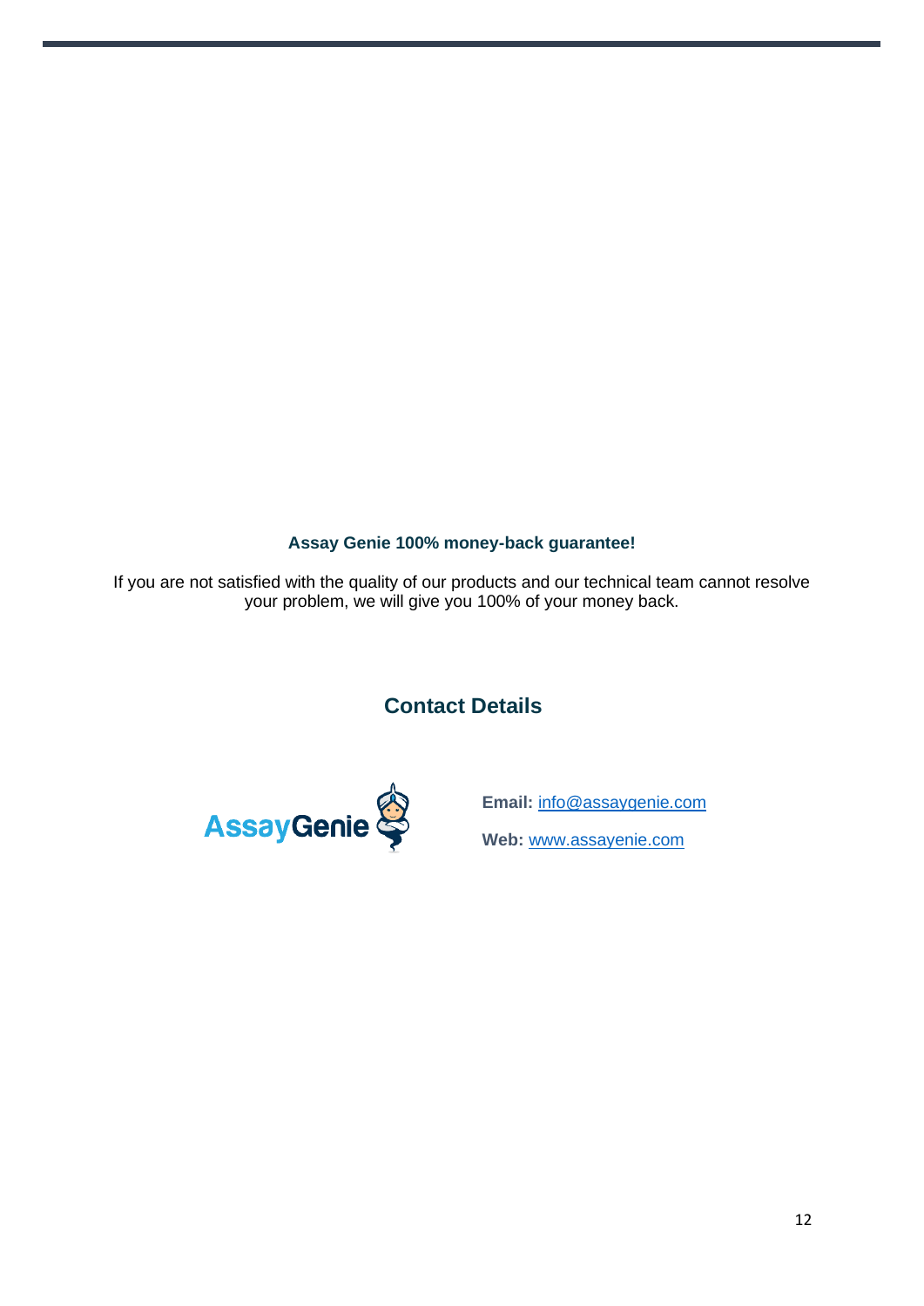**Assay Genie 100% money-back guarantee!**

If you are not satisfied with the quality of our products and our technical team cannot resolve your problem, we will give you 100% of your money back.

## Contact Details

AssayGenie

**Email:** info@assaygenie.com

**Web:** www.assayenie.com